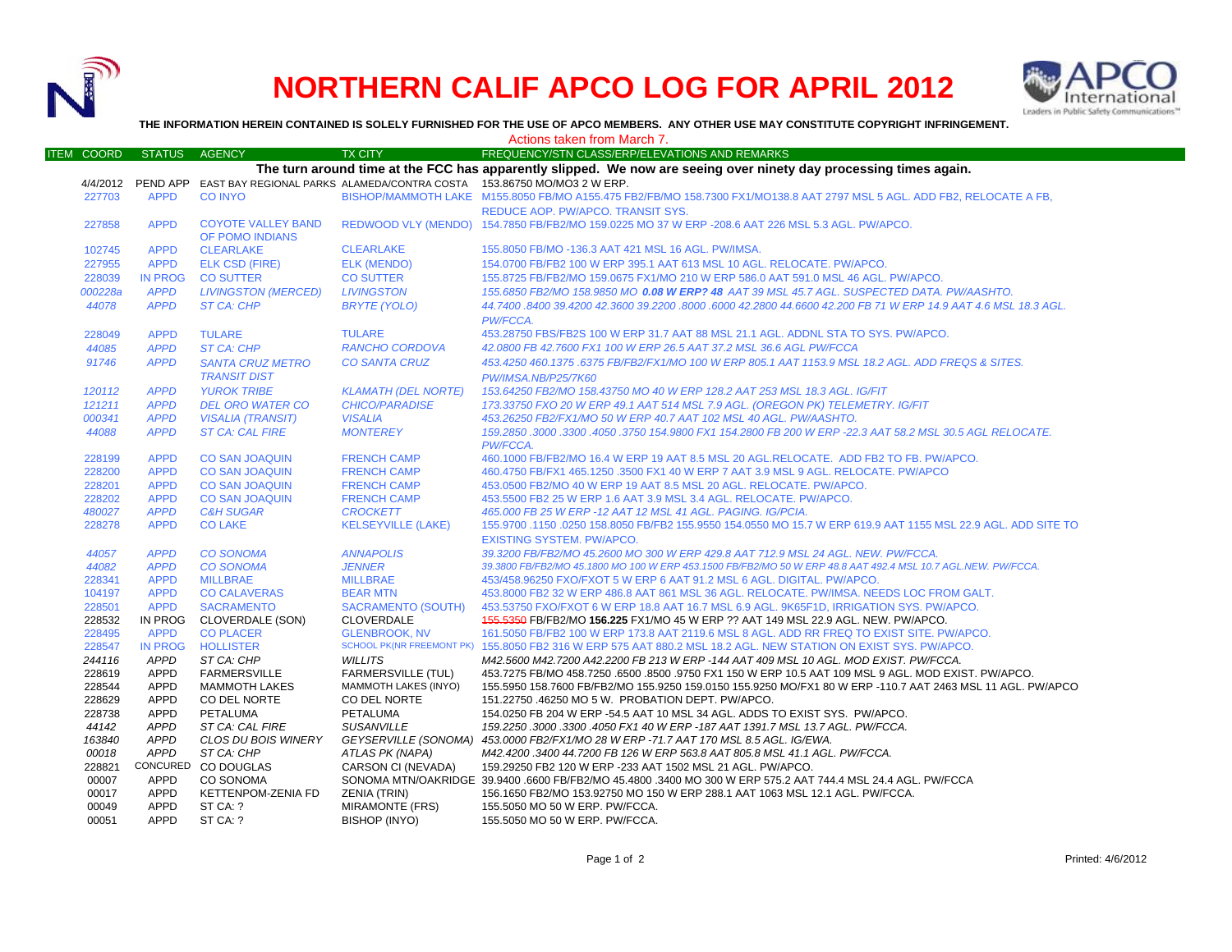# NORTHERN CALIF APCO LOG FOR APRIL 2012

**THE INFORMATION HEREIN CONTAINED IS SOLELY FURNISHED FOR THE USE OF APCO MEMBERS. ANY OTHER USE MAY CONSTITUTE COPYRIGHT INFRINGEMENT.**

Actions taken from March 7.

| ITEM COORD | STATUS | AGENCY | TX CITY | FREQUENCY/STN CLASS/ERP/ELEVATIONS AND REMARKS |
|---|---|---|---|---|
| **The turn around time at the FCC has apparently slipped. We now are seeing over ninety day processing times again.** | | | | |
| 4/4/2012 | PEND APP | EAST BAY REGIONAL PARKS | ALAMEDA/CONTRA COSTA | 153.86750 MO/MO3 2 W ERP. |
| 227703 | APPD | CO INYO | BISHOP/MAMMOTH LAKE | M155.8050 FB/MO A155.475 FB2/FB/MO 158.7300 FX1/MO138.8 AAT 2797 MSL 5 AGL. ADD FB2, RELOCATE A FB, REDUCE AOP. PW/APCO. TRANSIT SYS. |
| 227858 | APPD | COYOTE VALLEY BAND OF POMO INDIANS | REDWOOD VLY (MENDO) | 154.7850 FB/FB2/MO 159.0225 MO 37 W ERP -208.6 AAT 226 MSL 5.3 AGL. PW/APCO. |
| 102745 | APPD | CLEARLAKE | CLEARLAKE | 155.8050 FB/MO -136.3 AAT 421 MSL 16 AGL. PW/IMSA. |
| 227955 | APPD | ELK CSD (FIRE) | ELK (MENDO) | 154.0700 FB/FB2 100 W ERP 395.1 AAT 613 MSL 10 AGL. RELOCATE. PW/APCO. |
| 228039 | IN PROG | CO SUTTER | CO SUTTER | 155.8725 FB/FB2/MO 159.0675 FX1/MO 210 W ERP 586.0 AAT 591.0 MSL 46 AGL. PW/APCO. |
| *000228a* | *APPD* | *LIVINGSTON (MERCED)* | *LIVINGSTON* | *155.6850 FB2/MO 158.9850 MO **0.08 W ERP? 48** AAT 39 MSL 45.7 AGL. SUSPECTED DATA. PW/AASHTO.* |
| *44078* | *APPD* | *ST CA: CHP* | *BRYTE (YOLO)* | *44.7400 .8400 39.4200 42.3600 39.2200 .8000 .6000 42.2800 44.6600 42.200 FB 71 W ERP 14.9 AAT 4.6 MSL 18.3 AGL. PW/FCCA.* |
| 228049 | APPD | TULARE | TULARE | 453.28750 FBS/FB2S 100 W ERP 31.7 AAT 88 MSL 21.1 AGL. ADDNL STA TO SYS. PW/APCO. |
| *44085* | *APPD* | *ST CA: CHP* | *RANCHO CORDOVA* | *42.0800 FB 42.7600 FX1 100 W ERP 26.5 AAT 37.2 MSL 36.6 AGL PW/FCCA* |
| *91746* | *APPD* | *SANTA CRUZ METRO TRANSIT DIST* | *CO SANTA CRUZ* | *453.4250 460.1375 .6375 FB/FB2/FX1/MO 100 W ERP 805.1 AAT 1153.9 MSL 18.2 AGL. ADD FREQS & SITES. PW/IMSA.NB/P25/7K60* |
| *120112* | *APPD* | *YUROK TRIBE* | *KLAMATH (DEL NORTE)* | *153.64250 FB2/MO 158.43750 MO 40 W ERP 128.2 AAT 253 MSL 18.3 AGL. IG/FIT* |
| *121211* | *APPD* | *DEL ORO WATER CO* | *CHICO/PARADISE* | *173.33750 FXO 20 W ERP 49.1 AAT 514 MSL 7.9 AGL. (OREGON PK) TELEMETRY. IG/FIT* |
| *000341* | *APPD* | *VISALIA (TRANSIT)* | *VISALIA* | *453.26250 FB2/FX1/MO 50 W ERP 40.7 AAT 102 MSL 40 AGL. PW/AASHTO.* |
| *44088* | *APPD* | *ST CA: CAL FIRE* | *MONTEREY* | *159.2850 .3000 .3300 .4050 .3750 154.9800 FX1 154.2800 FB 200 W ERP -22.3 AAT 58.2 MSL 30.5 AGL RELOCATE. PW/FCCA.* |
| 228199 | APPD | CO SAN JOAQUIN | FRENCH CAMP | 460.1000 FB/FB2/MO 16.4 W ERP 19 AAT 8.5 MSL 20 AGL.RELOCATE. ADD FB2 TO FB. PW/APCO. |
| 228200 | APPD | CO SAN JOAQUIN | FRENCH CAMP | 460.4750 FB/FX1 465.1250 .3500 FX1 40 W ERP 7 AAT 3.9 MSL 9 AGL. RELOCATE. PW/APCO |
| 228201 | APPD | CO SAN JOAQUIN | FRENCH CAMP | 453.0500 FB2/MO 40 W ERP 19 AAT 8.5 MSL 20 AGL. RELOCATE. PW/APCO. |
| 228202 | APPD | CO SAN JOAQUIN | FRENCH CAMP | 453.5500 FB2 25 W ERP 1.6 AAT 3.9 MSL 3.4 AGL. RELOCATE. PW/APCO. |
| *480027* | *APPD* | *C&H SUGAR* | *CROCKETT* | *465.000 FB 25 W ERP -12 AAT 12 MSL 41 AGL. PAGING. IG/PCIA.* |
| 228278 | APPD | CO LAKE | KELSEYVILLE (LAKE) | 155.9700 .1150 .0250 158.8050 FB/FB2 155.9550 154.0550 MO 15.7 W ERP 619.9 AAT 1155 MSL 22.9 AGL. ADD SITE TO EXISTING SYSTEM. PW/APCO. |
| *44057* | *APPD* | *CO SONOMA* | *ANNAPOLIS* | *39.3200 FB/FB2/MO 45.2600 MO 300 W ERP 429.8 AAT 712.9 MSL 24 AGL. NEW. PW/FCCA.* |
| *44082* | *APPD* | *CO SONOMA* | *JENNER* | *39.3800 FB/FB2/MO 45.1800 MO 100 W ERP 453.1500 FB/FB2/MO 50 W ERP 48.8 AAT 492.4 MSL 10.7 AGL.NEW. PW/FCCA.* |
| 228341 | APPD | MILLBRAE | MILLBRAE | 453/458.96250 FXO/FXOT 5 W ERP 6 AAT 91.2 MSL 6 AGL. DIGITAL. PW/APCO. |
| 104197 | APPD | CO CALAVERAS | BEAR MTN | 453.8000 FB2 32 W ERP 486.8 AAT 861 MSL 36 AGL. RELOCATE. PW/IMSA. NEEDS LOC FROM GALT. |
| 228501 | APPD | SACRAMENTO | SACRAMENTO (SOUTH) | 453.53750 FXO/FXOT 6 W ERP 18.8 AAT 16.7 MSL 6.9 AGL. 9K65F1D, IRRIGATION SYS. PW/APCO. |
| 228532 | IN PROG | CLOVERDALE (SON) | CLOVERDALE | ~~155.5350~~ FB/FB2/MO **156.225** FX1/MO 45 W ERP ?? AAT 149 MSL 22.9 AGL. NEW. PW/APCO. |
| 228495 | APPD | CO PLACER | GLENBROOK, NV | 161.5050 FB/FB2 100 W ERP 173.8 AAT 2119.6 MSL 8 AGL. ADD RR FREQ TO EXIST SITE. PW/APCO. |
| 228547 | IN PROG | HOLLISTER | SCHOOL PK(NR FREEMONT PK) | 155.8050 FB2 316 W ERP 575 AAT 880.2 MSL 18.2 AGL. NEW STATION ON EXIST SYS. PW/APCO. |
| *244116* | *APPD* | *ST CA: CHP* | *WILLITS* | *M42.5600 M42.7200 A42.2200 FB 213 W ERP -144 AAT 409 MSL 10 AGL. MOD EXIST. PW/FCCA.* |
| 228619 | APPD | FARMERSVILLE | FARMERSVILLE (TUL) | 453.7275 FB/MO 458.7250 .6500 .8500 .9750 FX1 150 W ERP 10.5 AAT 109 MSL 9 AGL. MOD EXIST. PW/APCO. |
| 228544 | APPD | MAMMOTH LAKES | MAMMOTH LAKES (INYO) | 155.5950 158.7600 FB/FB2/MO 155.9250 159.0150 155.9250 MO/FX1 80 W ERP -110.7 AAT 2463 MSL 11 AGL. PW/APCO |
| 228629 | APPD | CO DEL NORTE | CO DEL NORTE | 151.22750 .46250 MO 5 W. PROBATION DEPT. PW/APCO. |
| 228738 | APPD | PETALUMA | PETALUMA | 154.0250 FB 204 W ERP -54.5 AAT 10 MSL 34 AGL. ADDS TO EXIST SYS. PW/APCO. |
| *44142* | *APPD* | *ST CA: CAL FIRE* | *SUSANVILLE* | *159.2250 .3000 .3300 .4050 FX1 40 W ERP -187 AAT 1391.7 MSL 13.7 AGL. PW/FCCA.* |
| *163840* | *APPD* | *CLOS DU BOIS WINERY* | *GEYSERVILLE (SONOMA)* | *453.0000 FB2/FX1/MO 28 W ERP -71.7 AAT 170 MSL 8.5 AGL. IG/EWA.* |
| *00018* | *APPD* | *ST CA: CHP* | *ATLAS PK (NAPA)* | *M42.4200 .3400 44.7200 FB 126 W ERP 563.8 AAT 805.8 MSL 41.1 AGL. PW/FCCA.* |
| 228821 | CONCURED | CO DOUGLAS | CARSON CI (NEVADA) | 159.29250 FB2 120 W ERP -233 AAT 1502 MSL 21 AGL. PW/APCO. |
| 00007 | APPD | CO SONOMA | SONOMA MTN/OAKRIDGE | 39.9400 .6600 FB/FB2/MO 45.4800 .3400 MO 300 W ERP 575.2 AAT 744.4 MSL 24.4 AGL. PW/FCCA |
| 00017 | APPD | KETTENPOM-ZENIA FD | ZENIA (TRIN) | 156.1650 FB2/MO 153.92750 MO 150 W ERP 288.1 AAT 1063 MSL 12.1 AGL. PW/FCCA. |
| 00049 | APPD | ST CA: ? | MIRAMONTE (FRS) | 155.5050 MO 50 W ERP. PW/FCCA. |
| 00051 | APPD | ST CA: ? | BISHOP (INYO) | 155.5050 MO 50 W ERP. PW/FCCA. |

Printed: 4/6/2012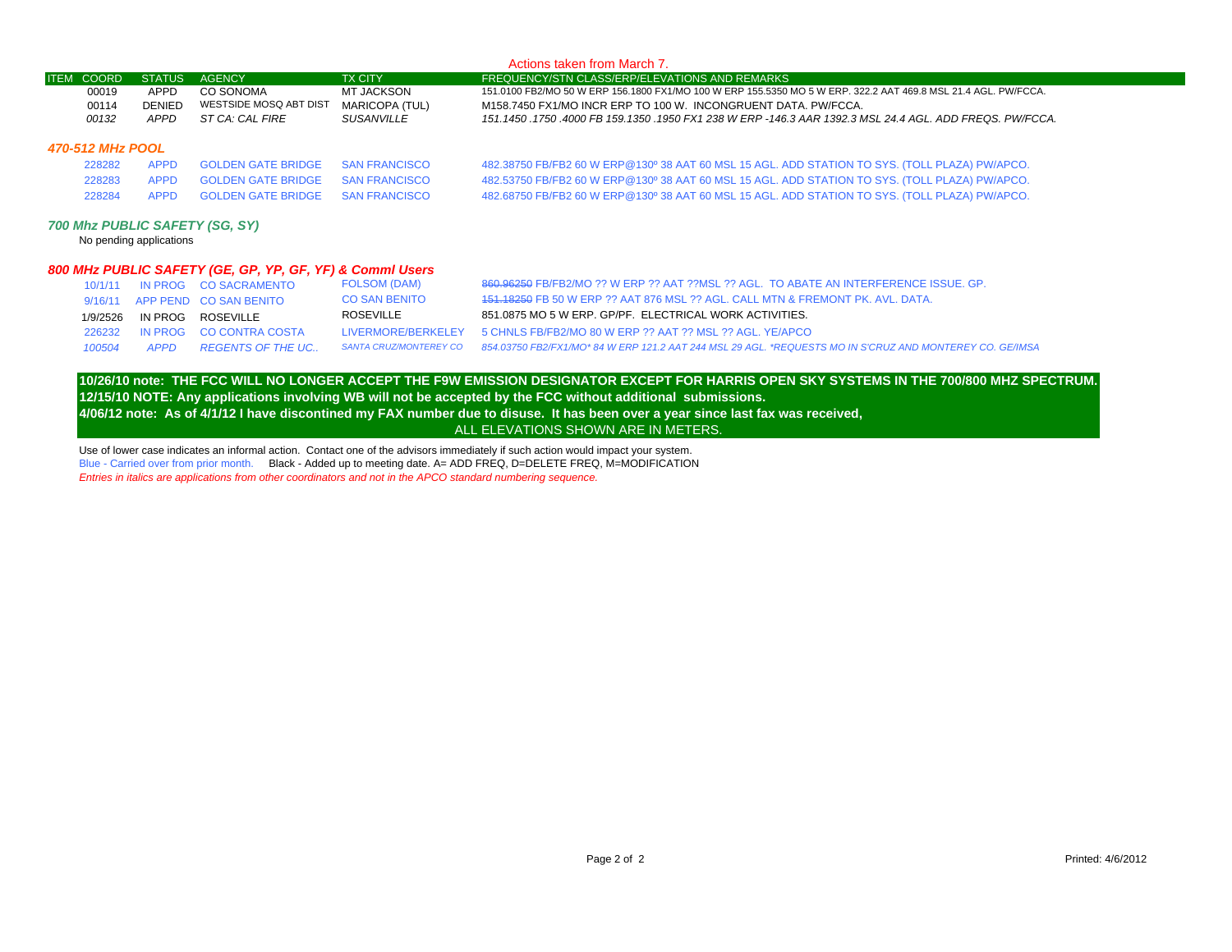Actions taken from March 7.

| ITEM | COORD | STATUS | AGENCY | TX CITY | FREQUENCY/STN CLASS/ERP/ELEVATIONS AND REMARKS |
|---|---|---|---|---|---|
| | 00019 | APPD | CO SONOMA | MT JACKSON | 151.0100 FB2/MO 50 W ERP 156.1800 FX1/MO 100 W ERP 155.5350 MO 5 W ERP. 322.2 AAT 469.8 MSL 21.4 AGL. PW/FCCA. |
| | 00114 | DENIED | WESTSIDE MOSQ ABT DIST | MARICOPA (TUL) | M158.7450 FX1/MO INCR ERP TO 100 W. INCONGRUENT DATA. PW/FCCA. |
| | *00132* | *APPD* | *ST CA: CAL FIRE* | *SUSANVILLE* | *151.1450 .1750 .4000 FB 159.1350 .1950 FX1 238 W ERP -146.3 AAR 1392.3 MSL 24.4 AGL. ADD FREQS. PW/FCCA.* |

### *470-512 MHz POOL*

| | | | | |
|---|---|---|---|---|
| 228282 | APPD | GOLDEN GATE BRIDGE | SAN FRANCISCO | 482.38750 FB/FB2 60 W ERP@130º 38 AAT 60 MSL 15 AGL. ADD STATION TO SYS. (TOLL PLAZA) PW/APCO. |
| 228283 | APPD | GOLDEN GATE BRIDGE | SAN FRANCISCO | 482.53750 FB/FB2 60 W ERP@130º 38 AAT 60 MSL 15 AGL. ADD STATION TO SYS. (TOLL PLAZA) PW/APCO. |
| 228284 | APPD | GOLDEN GATE BRIDGE | SAN FRANCISCO | 482.68750 FB/FB2 60 W ERP@130º 38 AAT 60 MSL 15 AGL. ADD STATION TO SYS. (TOLL PLAZA) PW/APCO. |

### *700 Mhz PUBLIC SAFETY (SG, SY)*

No pending applications

### *800 MHz PUBLIC SAFETY (GE, GP, YP, GF, YF) & Comml Users*

| | | | | |
|---|---|---|---|---|
| 10/1/11 | IN PROG | CO SACRAMENTO | FOLSOM (DAM) | ~~860.96250~~ FB/FB2/MO ?? W ERP ?? AAT ??MSL ?? AGL. TO ABATE AN INTERFERENCE ISSUE. GP. |
| 9/16/11 | APP PEND | CO SAN BENITO | CO SAN BENITO | ~~151.18250~~ FB 50 W ERP ?? AAT 876 MSL ?? AGL. CALL MTN & FREMONT PK. AVL. DATA. |
| 1/9/2526 | IN PROG | ROSEVILLE | ROSEVILLE | 851.0875 MO 5 W ERP. GP/PF. ELECTRICAL WORK ACTIVITIES. |
| 226232 | IN PROG | CO CONTRA COSTA | LIVERMORE/BERKELEY | 5 CHNLS FB/FB2/MO 80 W ERP ?? AAT ?? MSL ?? AGL. YE/APCO |
| *100504* | *APPD* | *REGENTS OF THE UC..* | *SANTA CRUZ/MONTEREY CO* | *854.03750 FB2/FX1/MO* 84 W ERP 121.2 AAT 244 MSL 29 AGL. *REQUESTS MO IN S'CRUZ AND MONTEREY CO. GE/IMSA* |

**10/26/10 note: THE FCC WILL NO LONGER ACCEPT THE F9W EMISSION DESIGNATOR EXCEPT FOR HARRIS OPEN SKY SYSTEMS IN THE 700/800 MHZ SPECTRUM.**
**12/15/10 NOTE: Any applications involving WB will not be accepted by the FCC without additional submissions.**
**4/06/12 note: As of 4/1/12 I have discontined my FAX number due to disuse. It has been over a year since last fax was received,**
ALL ELEVATIONS SHOWN ARE IN METERS.

Use of lower case indicates an informal action. Contact one of the advisors immediately if such action would impact your system.
Blue - Carried over from prior month. Black - Added up to meeting date. A= ADD FREQ, D=DELETE FREQ, M=MODIFICATION
*Entries in italics are applications from other coordinators and not in the APCO standard numbering sequence.*

Printed: 4/6/2012